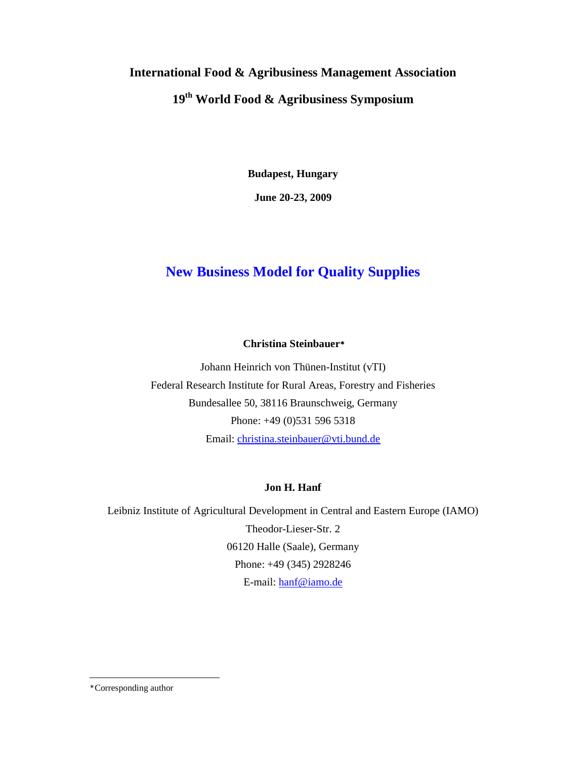**International Food & Agribusiness Management Association**

**19th World Food & Agribusiness Symposium**

**Budapest, Hungary**

**June 20-23, 2009**

# New Business Model for Quality Supplies

**Christina Steinbauer***

Johann Heinrich von Thünen-Institut (vTI)
Federal Research Institute for Rural Areas, Forestry and Fisheries
Bundesallee 50, 38116 Braunschweig, Germany
Phone: +49 (0)531 596 5318
Email: christina.steinbauer@vti.bund.de

**Jon H. Hanf**

Leibniz Institute of Agricultural Development in Central and Eastern Europe (IAMO)
Theodor-Lieser-Str. 2
06120 Halle (Saale), Germany
Phone: +49 (345) 2928246
E-mail: hanf@iamo.de

---

*Corresponding author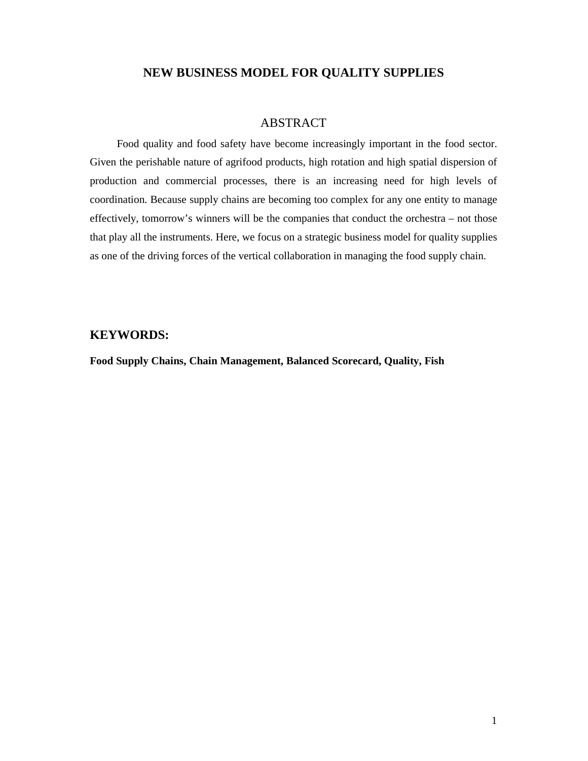# NEW BUSINESS MODEL FOR QUALITY SUPPLIES

## ABSTRACT

Food quality and food safety have become increasingly important in the food sector. Given the perishable nature of agrifood products, high rotation and high spatial dispersion of production and commercial processes, there is an increasing need for high levels of coordination. Because supply chains are becoming too complex for any one entity to manage effectively, tomorrow's winners will be the companies that conduct the orchestra – not those that play all the instruments. Here, we focus on a strategic business model for quality supplies as one of the driving forces of the vertical collaboration in managing the food supply chain.

## KEYWORDS:

**Food Supply Chains, Chain Management, Balanced Scorecard, Quality, Fish**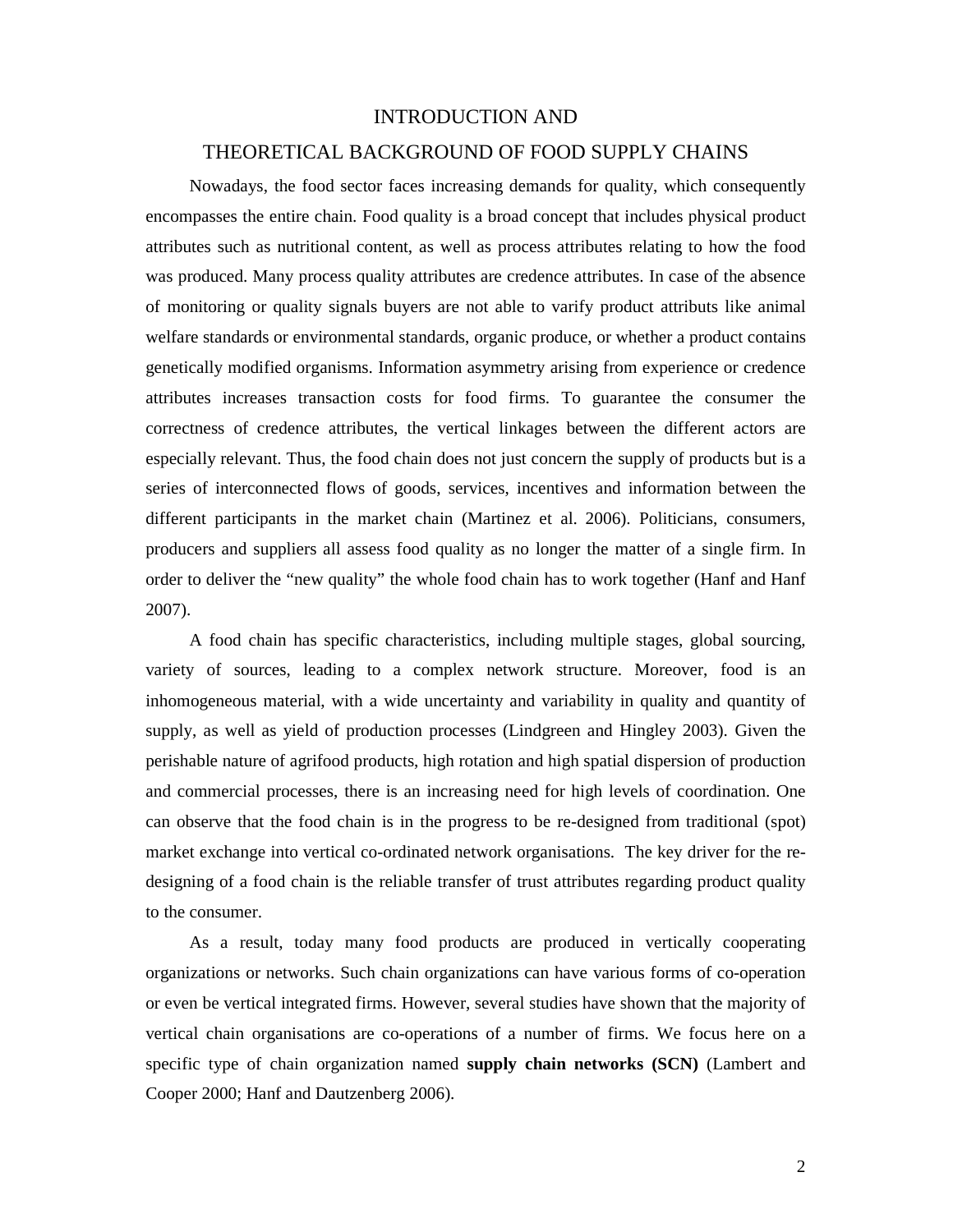# INTRODUCTION AND THEORETICAL BACKGROUND OF FOOD SUPPLY CHAINS

Nowadays, the food sector faces increasing demands for quality, which consequently encompasses the entire chain. Food quality is a broad concept that includes physical product attributes such as nutritional content, as well as process attributes relating to how the food was produced. Many process quality attributes are credence attributes. In case of the absence of monitoring or quality signals buyers are not able to verify product attributs like animal welfare standards or environmental standards, organic produce, or whether a product contains genetically modified organisms. Information asymmetry arising from experience or credence attributes increases transaction costs for food firms. To guarantee the consumer the correctness of credence attributes, the vertical linkages between the different actors are especially relevant. Thus, the food chain does not just concern the supply of products but is a series of interconnected flows of goods, services, incentives and information between the different participants in the market chain (Martinez et al. 2006). Politicians, consumers, producers and suppliers all assess food quality as no longer the matter of a single firm. In order to deliver the "new quality" the whole food chain has to work together (Hanf and Hanf 2007).

A food chain has specific characteristics, including multiple stages, global sourcing, variety of sources, leading to a complex network structure. Moreover, food is an inhomogeneous material, with a wide uncertainty and variability in quality and quantity of supply, as well as yield of production processes (Lindgreen and Hingley 2003). Given the perishable nature of agrifood products, high rotation and high spatial dispersion of production and commercial processes, there is an increasing need for high levels of coordination. One can observe that the food chain is in the progress to be re-designed from traditional (spot) market exchange into vertical co-ordinated network organisations. The key driver for the re-designing of a food chain is the reliable transfer of trust attributes regarding product quality to the consumer.

As a result, today many food products are produced in vertically cooperating organizations or networks. Such chain organizations can have various forms of co-operation or even be vertical integrated firms. However, several studies have shown that the majority of vertical chain organisations are co-operations of a number of firms. We focus here on a specific type of chain organization named **supply chain networks (SCN)** (Lambert and Cooper 2000; Hanf and Dautzenberg 2006).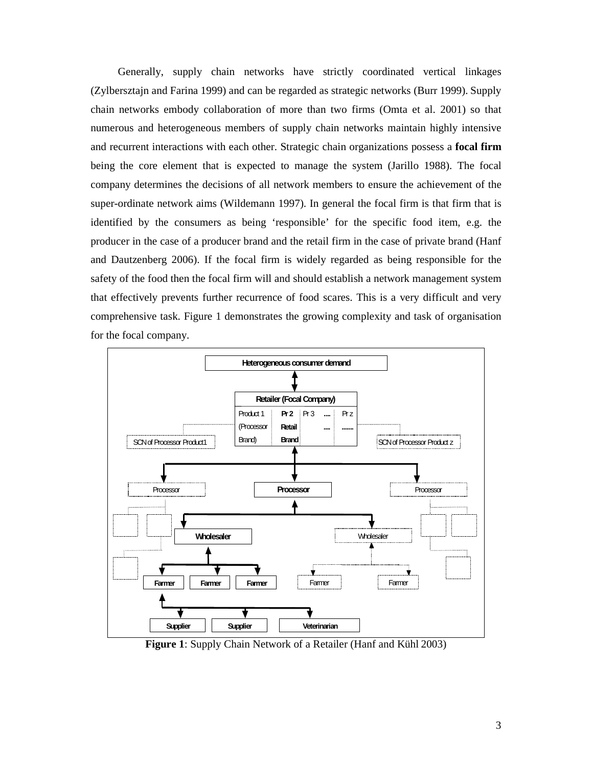Generally, supply chain networks have strictly coordinated vertical linkages (Zylbersztajn and Farina 1999) and can be regarded as strategic networks (Burr 1999). Supply chain networks embody collaboration of more than two firms (Omta et al. 2001) so that numerous and heterogeneous members of supply chain networks maintain highly intensive and recurrent interactions with each other. Strategic chain organizations possess a **focal firm** being the core element that is expected to manage the system (Jarillo 1988). The focal company determines the decisions of all network members to ensure the achievement of the super-ordinate network aims (Wildemann 1997). In general the focal firm is that firm that is identified by the consumers as being 'responsible' for the specific food item, e.g. the producer in the case of a producer brand and the retail firm in the case of private brand (Hanf and Dautzenberg 2006). If the focal firm is widely regarded as being responsible for the safety of the food then the focal firm will and should establish a network management system that effectively prevents further recurrence of food scares. This is a very difficult and very comprehensive task. Figure 1 demonstrates the growing complexity and task of organisation for the focal company.

**Figure 1**: Supply Chain Network of a Retailer (Hanf and Kühl 2003)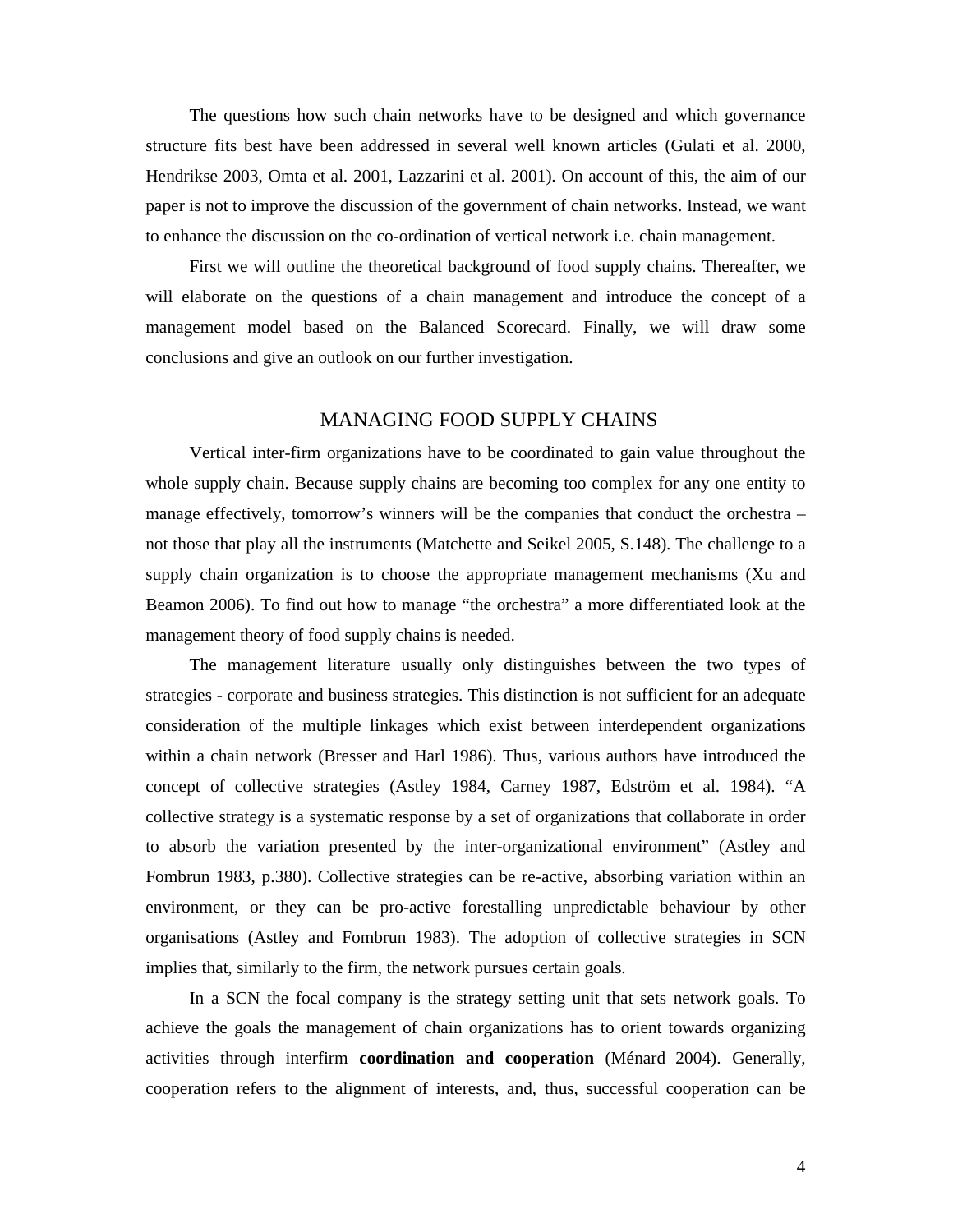The questions how such chain networks have to be designed and which governance structure fits best have been addressed in several well known articles (Gulati et al. 2000, Hendrikse 2003, Omta et al. 2001, Lazzarini et al. 2001). On account of this, the aim of our paper is not to improve the discussion of the government of chain networks. Instead, we want to enhance the discussion on the co-ordination of vertical network i.e. chain management.

First we will outline the theoretical background of food supply chains. Thereafter, we will elaborate on the questions of a chain management and introduce the concept of a management model based on the Balanced Scorecard. Finally, we will draw some conclusions and give an outlook on our further investigation.

## MANAGING FOOD SUPPLY CHAINS

Vertical inter-firm organizations have to be coordinated to gain value throughout the whole supply chain. Because supply chains are becoming too complex for any one entity to manage effectively, tomorrow's winners will be the companies that conduct the orchestra – not those that play all the instruments (Matchette and Seikel 2005, S.148). The challenge to a supply chain organization is to choose the appropriate management mechanisms (Xu and Beamon 2006). To find out how to manage "the orchestra" a more differentiated look at the management theory of food supply chains is needed.

The management literature usually only distinguishes between the two types of strategies - corporate and business strategies. This distinction is not sufficient for an adequate consideration of the multiple linkages which exist between interdependent organizations within a chain network (Bresser and Harl 1986). Thus, various authors have introduced the concept of collective strategies (Astley 1984, Carney 1987, Edström et al. 1984). "A collective strategy is a systematic response by a set of organizations that collaborate in order to absorb the variation presented by the inter-organizational environment" (Astley and Fombrun 1983, p.380). Collective strategies can be re-active, absorbing variation within an environment, or they can be pro-active forestalling unpredictable behaviour by other organisations (Astley and Fombrun 1983). The adoption of collective strategies in SCN implies that, similarly to the firm, the network pursues certain goals.

In a SCN the focal company is the strategy setting unit that sets network goals. To achieve the goals the management of chain organizations has to orient towards organizing activities through interfirm **coordination and cooperation** (Ménard 2004). Generally, cooperation refers to the alignment of interests, and, thus, successful cooperation can be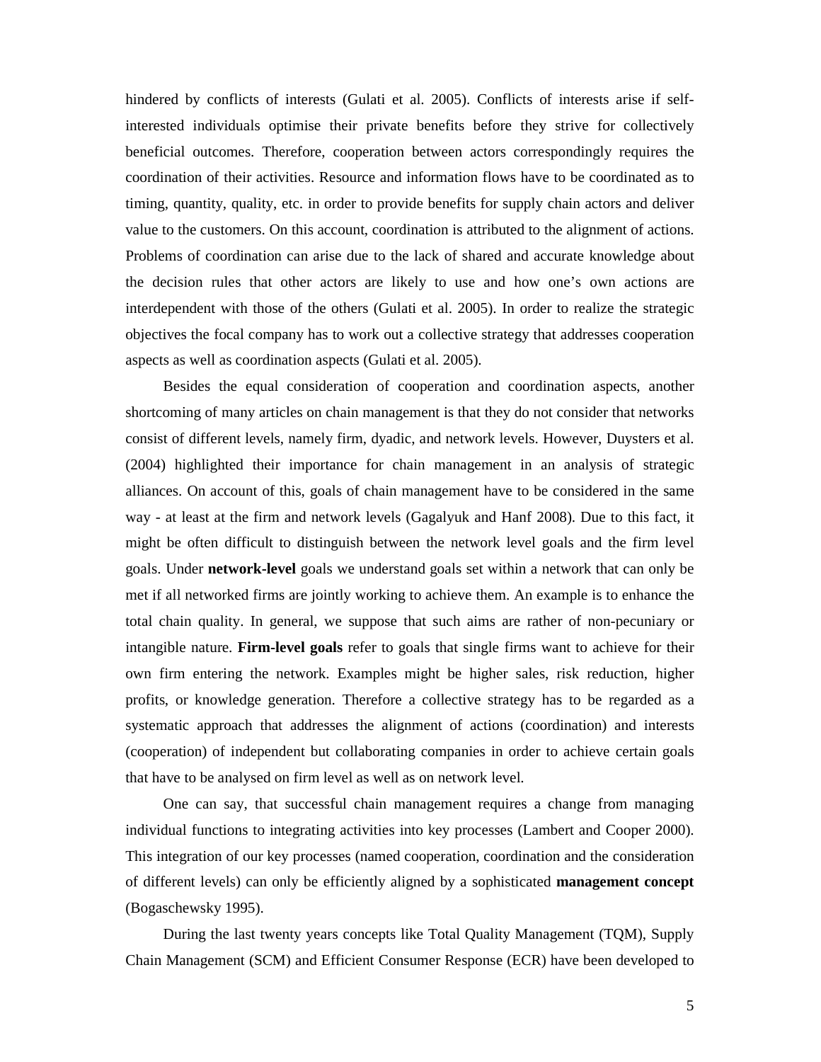hindered by conflicts of interests (Gulati et al. 2005). Conflicts of interests arise if self-interested individuals optimise their private benefits before they strive for collectively beneficial outcomes. Therefore, cooperation between actors correspondingly requires the coordination of their activities. Resource and information flows have to be coordinated as to timing, quantity, quality, etc. in order to provide benefits for supply chain actors and deliver value to the customers. On this account, coordination is attributed to the alignment of actions. Problems of coordination can arise due to the lack of shared and accurate knowledge about the decision rules that other actors are likely to use and how one's own actions are interdependent with those of the others (Gulati et al. 2005). In order to realize the strategic objectives the focal company has to work out a collective strategy that addresses cooperation aspects as well as coordination aspects (Gulati et al. 2005).

Besides the equal consideration of cooperation and coordination aspects, another shortcoming of many articles on chain management is that they do not consider that networks consist of different levels, namely firm, dyadic, and network levels. However, Duysters et al. (2004) highlighted their importance for chain management in an analysis of strategic alliances. On account of this, goals of chain management have to be considered in the same way - at least at the firm and network levels (Gagalyuk and Hanf 2008). Due to this fact, it might be often difficult to distinguish between the network level goals and the firm level goals. Under **network-level** goals we understand goals set within a network that can only be met if all networked firms are jointly working to achieve them. An example is to enhance the total chain quality. In general, we suppose that such aims are rather of non-pecuniary or intangible nature. **Firm-level goals** refer to goals that single firms want to achieve for their own firm entering the network. Examples might be higher sales, risk reduction, higher profits, or knowledge generation. Therefore a collective strategy has to be regarded as a systematic approach that addresses the alignment of actions (coordination) and interests (cooperation) of independent but collaborating companies in order to achieve certain goals that have to be analysed on firm level as well as on network level.

One can say, that successful chain management requires a change from managing individual functions to integrating activities into key processes (Lambert and Cooper 2000). This integration of our key processes (named cooperation, coordination and the consideration of different levels) can only be efficiently aligned by a sophisticated **management concept** (Bogaschewsky 1995).

During the last twenty years concepts like Total Quality Management (TQM), Supply Chain Management (SCM) and Efficient Consumer Response (ECR) have been developed to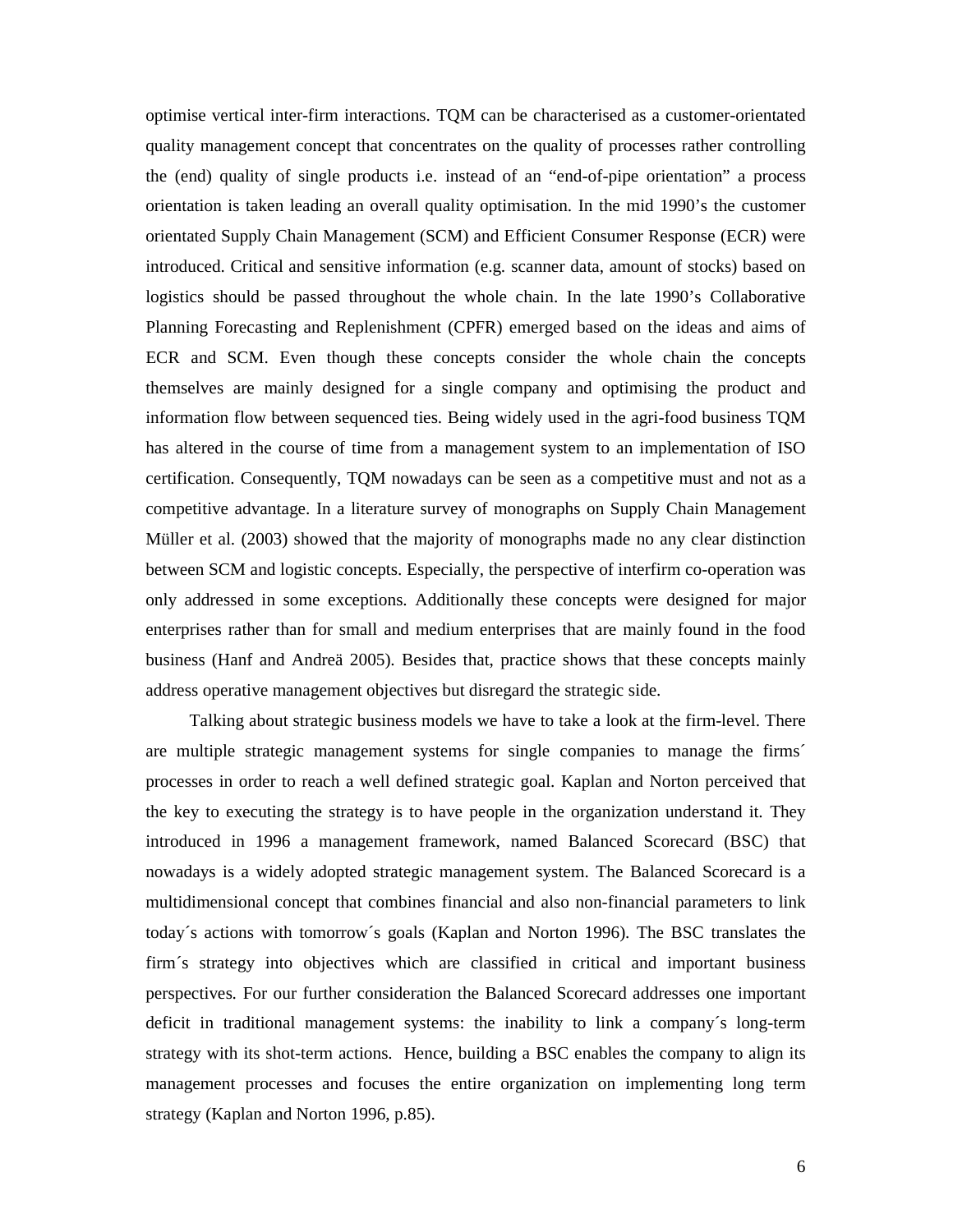optimise vertical inter-firm interactions. TQM can be characterised as a customer-orientated quality management concept that concentrates on the quality of processes rather controlling the (end) quality of single products i.e. instead of an "end-of-pipe orientation" a process orientation is taken leading an overall quality optimisation. In the mid 1990's the customer orientated Supply Chain Management (SCM) and Efficient Consumer Response (ECR) were introduced. Critical and sensitive information (e.g. scanner data, amount of stocks) based on logistics should be passed throughout the whole chain. In the late 1990's Collaborative Planning Forecasting and Replenishment (CPFR) emerged based on the ideas and aims of ECR and SCM. Even though these concepts consider the whole chain the concepts themselves are mainly designed for a single company and optimising the product and information flow between sequenced ties. Being widely used in the agri-food business TQM has altered in the course of time from a management system to an implementation of ISO certification. Consequently, TQM nowadays can be seen as a competitive must and not as a competitive advantage. In a literature survey of monographs on Supply Chain Management Müller et al. (2003) showed that the majority of monographs made no any clear distinction between SCM and logistic concepts. Especially, the perspective of interfirm co-operation was only addressed in some exceptions. Additionally these concepts were designed for major enterprises rather than for small and medium enterprises that are mainly found in the food business (Hanf and Andreä 2005). Besides that, practice shows that these concepts mainly address operative management objectives but disregard the strategic side.

Talking about strategic business models we have to take a look at the firm-level. There are multiple strategic management systems for single companies to manage the firms´ processes in order to reach a well defined strategic goal. Kaplan and Norton perceived that the key to executing the strategy is to have people in the organization understand it. They introduced in 1996 a management framework, named Balanced Scorecard (BSC) that nowadays is a widely adopted strategic management system. The Balanced Scorecard is a multidimensional concept that combines financial and also non-financial parameters to link today´s actions with tomorrow´s goals (Kaplan and Norton 1996). The BSC translates the firm´s strategy into objectives which are classified in critical and important business perspectives. For our further consideration the Balanced Scorecard addresses one important deficit in traditional management systems: the inability to link a company´s long-term strategy with its shot-term actions. Hence, building a BSC enables the company to align its management processes and focuses the entire organization on implementing long term strategy (Kaplan and Norton 1996, p.85).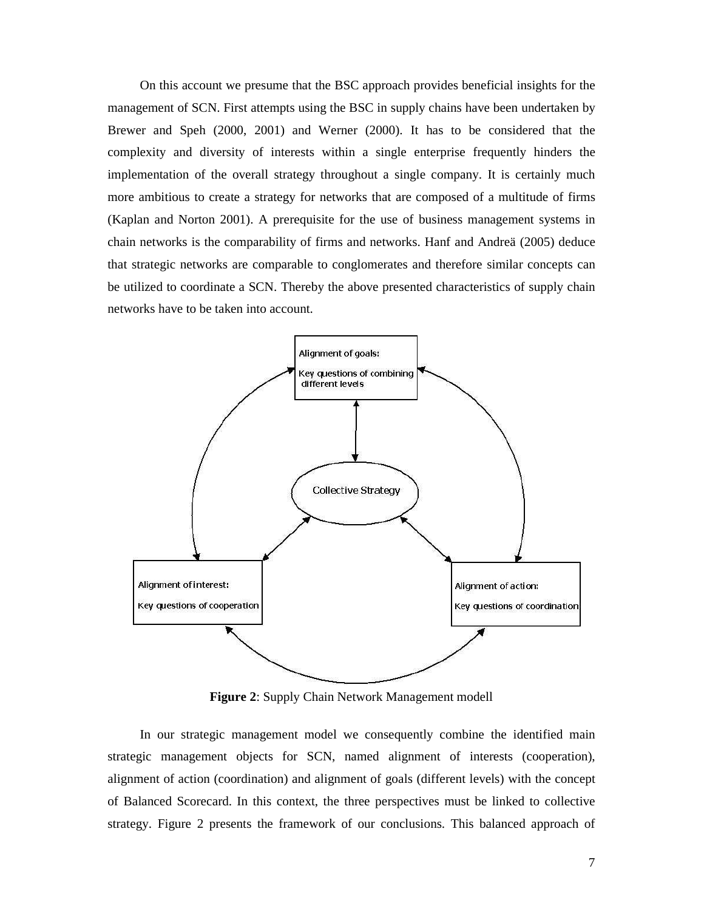On this account we presume that the BSC approach provides beneficial insights for the management of SCN. First attempts using the BSC in supply chains have been undertaken by Brewer and Speh (2000, 2001) and Werner (2000). It has to be considered that the complexity and diversity of interests within a single enterprise frequently hinders the implementation of the overall strategy throughout a single company. It is certainly much more ambitious to create a strategy for networks that are composed of a multitude of firms (Kaplan and Norton 2001). A prerequisite for the use of business management systems in chain networks is the comparability of firms and networks. Hanf and Andreä (2005) deduce that strategic networks are comparable to conglomerates and therefore similar concepts can be utilized to coordinate a SCN. Thereby the above presented characteristics of supply chain networks have to be taken into account.

Alignment of goals: Key questions of combining different levels

Collective Strategy

Alignment of interest: Key questions of cooperation

Alignment of action: Key questions of coordination

**Figure 2**: Supply Chain Network Management modell

In our strategic management model we consequently combine the identified main strategic management objects for SCN, named alignment of interests (cooperation), alignment of action (coordination) and alignment of goals (different levels) with the concept of Balanced Scorecard. In this context, the three perspectives must be linked to collective strategy. Figure 2 presents the framework of our conclusions. This balanced approach of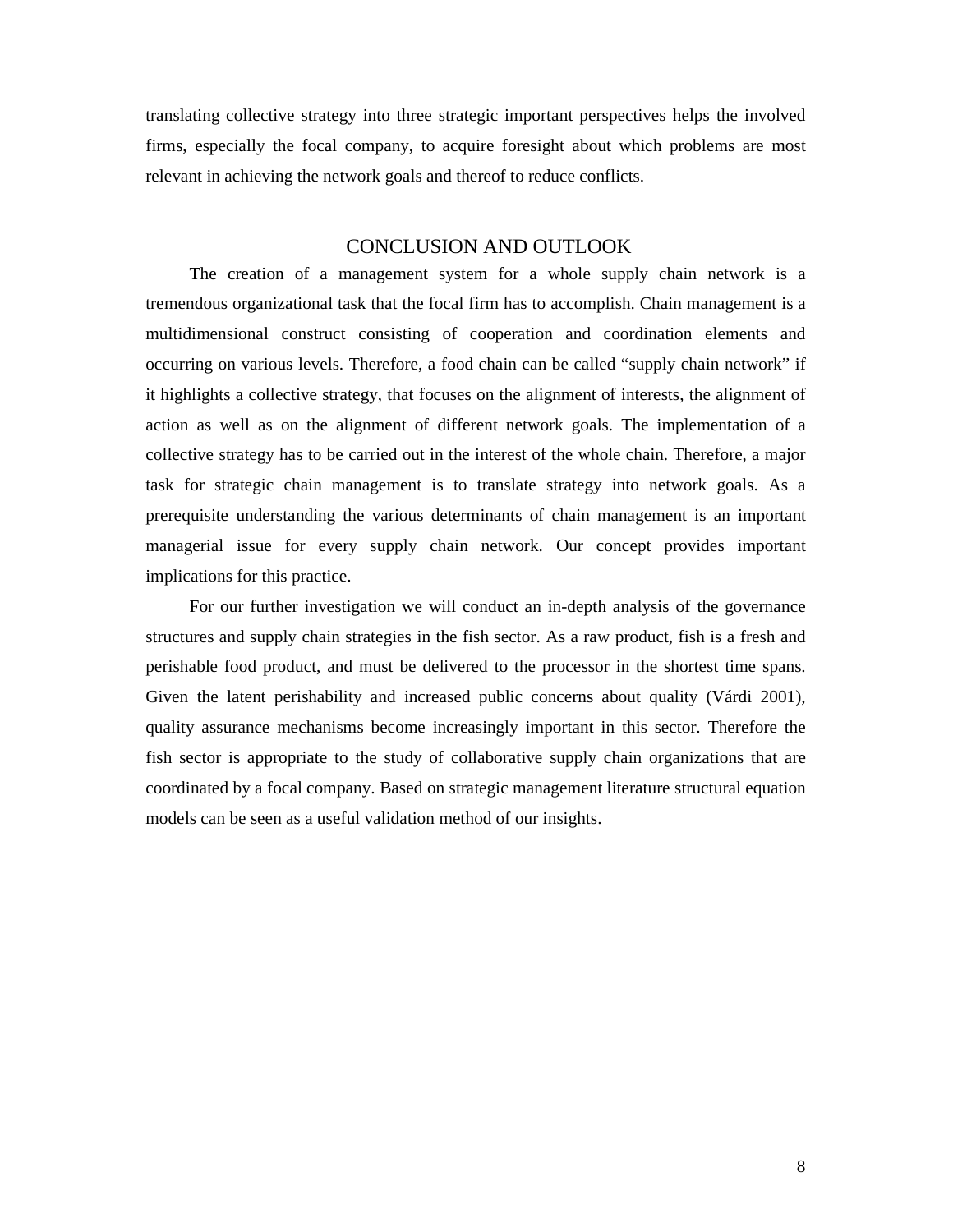translating collective strategy into three strategic important perspectives helps the involved firms, especially the focal company, to acquire foresight about which problems are most relevant in achieving the network goals and thereof to reduce conflicts.

## CONCLUSION AND OUTLOOK

The creation of a management system for a whole supply chain network is a tremendous organizational task that the focal firm has to accomplish. Chain management is a multidimensional construct consisting of cooperation and coordination elements and occurring on various levels. Therefore, a food chain can be called "supply chain network" if it highlights a collective strategy, that focuses on the alignment of interests, the alignment of action as well as on the alignment of different network goals. The implementation of a collective strategy has to be carried out in the interest of the whole chain. Therefore, a major task for strategic chain management is to translate strategy into network goals. As a prerequisite understanding the various determinants of chain management is an important managerial issue for every supply chain network. Our concept provides important implications for this practice.

For our further investigation we will conduct an in-depth analysis of the governance structures and supply chain strategies in the fish sector. As a raw product, fish is a fresh and perishable food product, and must be delivered to the processor in the shortest time spans. Given the latent perishability and increased public concerns about quality (Várdi 2001), quality assurance mechanisms become increasingly important in this sector. Therefore the fish sector is appropriate to the study of collaborative supply chain organizations that are coordinated by a focal company. Based on strategic management literature structural equation models can be seen as a useful validation method of our insights.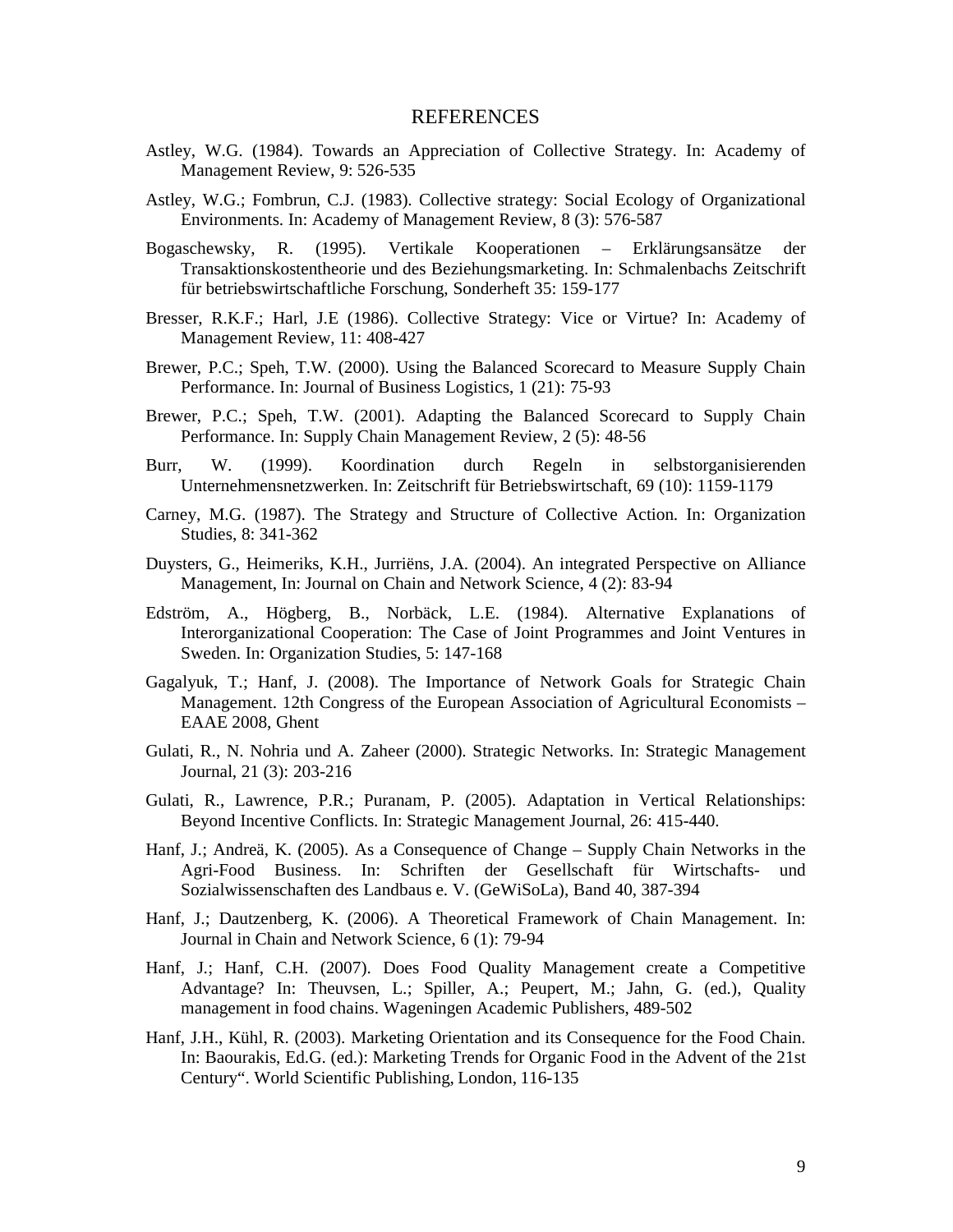# REFERENCES

Astley, W.G. (1984). Towards an Appreciation of Collective Strategy. In: Academy of Management Review, 9: 526-535

Astley, W.G.; Fombrun, C.J. (1983). Collective strategy: Social Ecology of Organizational Environments. In: Academy of Management Review, 8 (3): 576-587

Bogaschewsky, R. (1995). Vertikale Kooperationen – Erklärungsansätze der Transaktionskostentheorie und des Beziehungsmarketing. In: Schmalenbachs Zeitschrift für betriebswirtschaftliche Forschung, Sonderheft 35: 159-177

Bresser, R.K.F.; Harl, J.E (1986). Collective Strategy: Vice or Virtue? In: Academy of Management Review, 11: 408-427

Brewer, P.C.; Speh, T.W. (2000). Using the Balanced Scorecard to Measure Supply Chain Performance. In: Journal of Business Logistics, 1 (21): 75-93

Brewer, P.C.; Speh, T.W. (2001). Adapting the Balanced Scorecard to Supply Chain Performance. In: Supply Chain Management Review, 2 (5): 48-56

Burr, W. (1999). Koordination durch Regeln in selbstorganisierenden Unternehmensnetzwerken. In: Zeitschrift für Betriebswirtschaft, 69 (10): 1159-1179

Carney, M.G. (1987). The Strategy and Structure of Collective Action. In: Organization Studies, 8: 341-362

Duysters, G., Heimeriks, K.H., Jurriëns, J.A. (2004). An integrated Perspective on Alliance Management, In: Journal on Chain and Network Science, 4 (2): 83-94

Edström, A., Högberg, B., Norbäck, L.E. (1984). Alternative Explanations of Interorganizational Cooperation: The Case of Joint Programmes and Joint Ventures in Sweden. In: Organization Studies, 5: 147-168

Gagalyuk, T.; Hanf, J. (2008). The Importance of Network Goals for Strategic Chain Management. 12th Congress of the European Association of Agricultural Economists – EAAE 2008, Ghent

Gulati, R., N. Nohria und A. Zaheer (2000). Strategic Networks. In: Strategic Management Journal, 21 (3): 203-216

Gulati, R., Lawrence, P.R.; Puranam, P. (2005). Adaptation in Vertical Relationships: Beyond Incentive Conflicts. In: Strategic Management Journal, 26: 415-440.

Hanf, J.; Andreä, K. (2005). As a Consequence of Change – Supply Chain Networks in the Agri-Food Business. In: Schriften der Gesellschaft für Wirtschafts- und Sozialwissenschaften des Landbaus e. V. (GeWiSoLa), Band 40, 387-394

Hanf, J.; Dautzenberg, K. (2006). A Theoretical Framework of Chain Management. In: Journal in Chain and Network Science, 6 (1): 79-94

Hanf, J.; Hanf, C.H. (2007). Does Food Quality Management create a Competitive Advantage? In: Theuvsen, L.; Spiller, A.; Peupert, M.; Jahn, G. (ed.), Quality management in food chains. Wageningen Academic Publishers, 489-502

Hanf, J.H., Kühl, R. (2003). Marketing Orientation and its Consequence for the Food Chain. In: Baourakis, Ed.G. (ed.): Marketing Trends for Organic Food in the Advent of the 21st Century". World Scientific Publishing, London, 116-135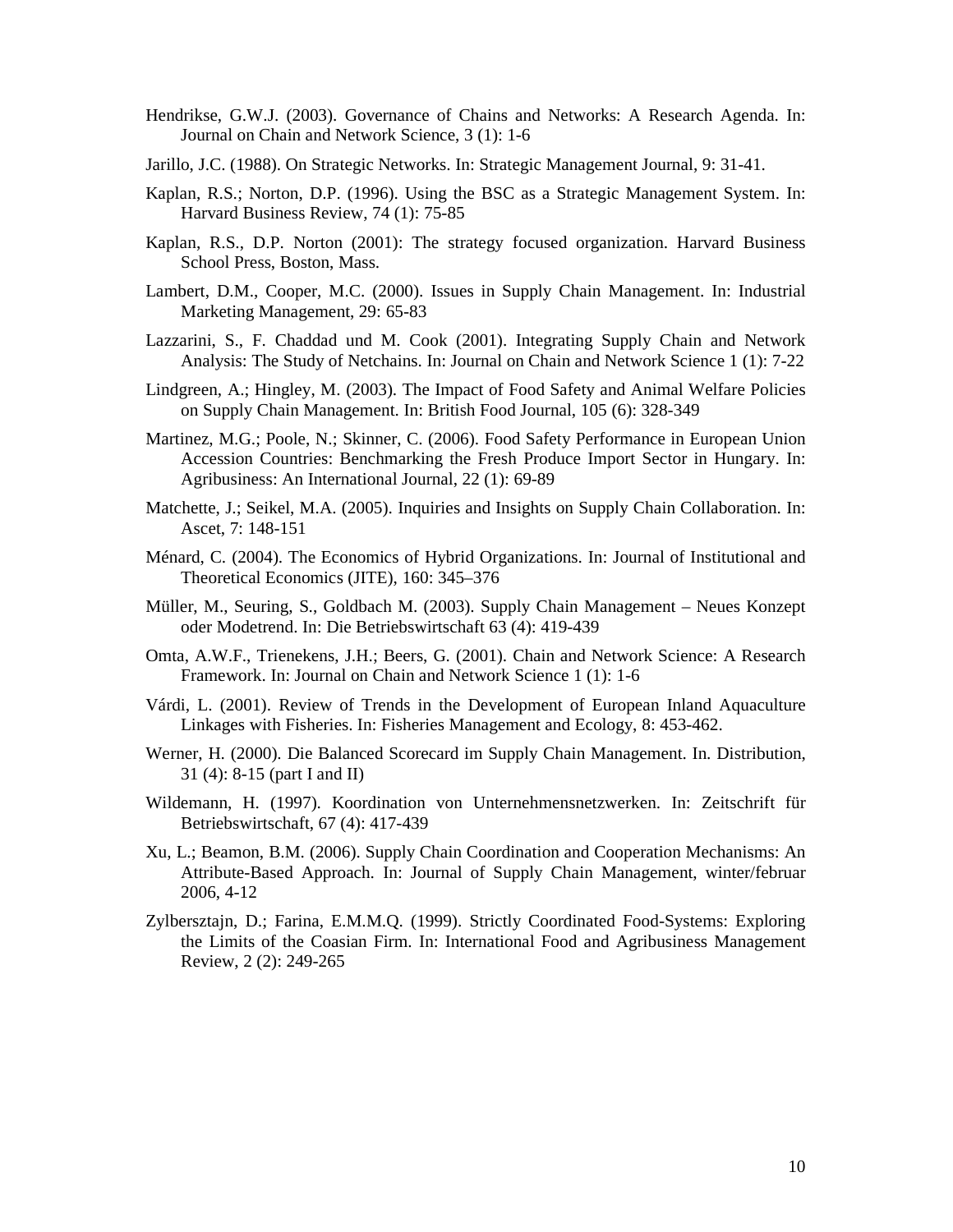Hendrikse, G.W.J. (2003). Governance of Chains and Networks: A Research Agenda. In: Journal on Chain and Network Science, 3 (1): 1-6

Jarillo, J.C. (1988). On Strategic Networks. In: Strategic Management Journal, 9: 31-41.

Kaplan, R.S.; Norton, D.P. (1996). Using the BSC as a Strategic Management System. In: Harvard Business Review, 74 (1): 75-85

Kaplan, R.S., D.P. Norton (2001): The strategy focused organization. Harvard Business School Press, Boston, Mass.

Lambert, D.M., Cooper, M.C. (2000). Issues in Supply Chain Management. In: Industrial Marketing Management, 29: 65-83

Lazzarini, S., F. Chaddad und M. Cook (2001). Integrating Supply Chain and Network Analysis: The Study of Netchains. In: Journal on Chain and Network Science 1 (1): 7-22

Lindgreen, A.; Hingley, M. (2003). The Impact of Food Safety and Animal Welfare Policies on Supply Chain Management. In: British Food Journal, 105 (6): 328-349

Martinez, M.G.; Poole, N.; Skinner, C. (2006). Food Safety Performance in European Union Accession Countries: Benchmarking the Fresh Produce Import Sector in Hungary. In: Agribusiness: An International Journal, 22 (1): 69-89

Matchette, J.; Seikel, M.A. (2005). Inquiries and Insights on Supply Chain Collaboration. In: Ascet, 7: 148-151

Ménard, C. (2004). The Economics of Hybrid Organizations. In: Journal of Institutional and Theoretical Economics (JITE), 160: 345–376

Müller, M., Seuring, S., Goldbach M. (2003). Supply Chain Management – Neues Konzept oder Modetrend. In: Die Betriebswirtschaft 63 (4): 419-439

Omta, A.W.F., Trienekens, J.H.; Beers, G. (2001). Chain and Network Science: A Research Framework. In: Journal on Chain and Network Science 1 (1): 1-6

Várdi, L. (2001). Review of Trends in the Development of European Inland Aquaculture Linkages with Fisheries. In: Fisheries Management and Ecology, 8: 453-462.

Werner, H. (2000). Die Balanced Scorecard im Supply Chain Management. In. Distribution, 31 (4): 8-15 (part I and II)

Wildemann, H. (1997). Koordination von Unternehmensnetzwerken. In: Zeitschrift für Betriebswirtschaft, 67 (4): 417-439

Xu, L.; Beamon, B.M. (2006). Supply Chain Coordination and Cooperation Mechanisms: An Attribute-Based Approach. In: Journal of Supply Chain Management, winter/februar 2006, 4-12

Zylbersztajn, D.; Farina, E.M.M.Q. (1999). Strictly Coordinated Food-Systems: Exploring the Limits of the Coasian Firm. In: International Food and Agribusiness Management Review, 2 (2): 249-265